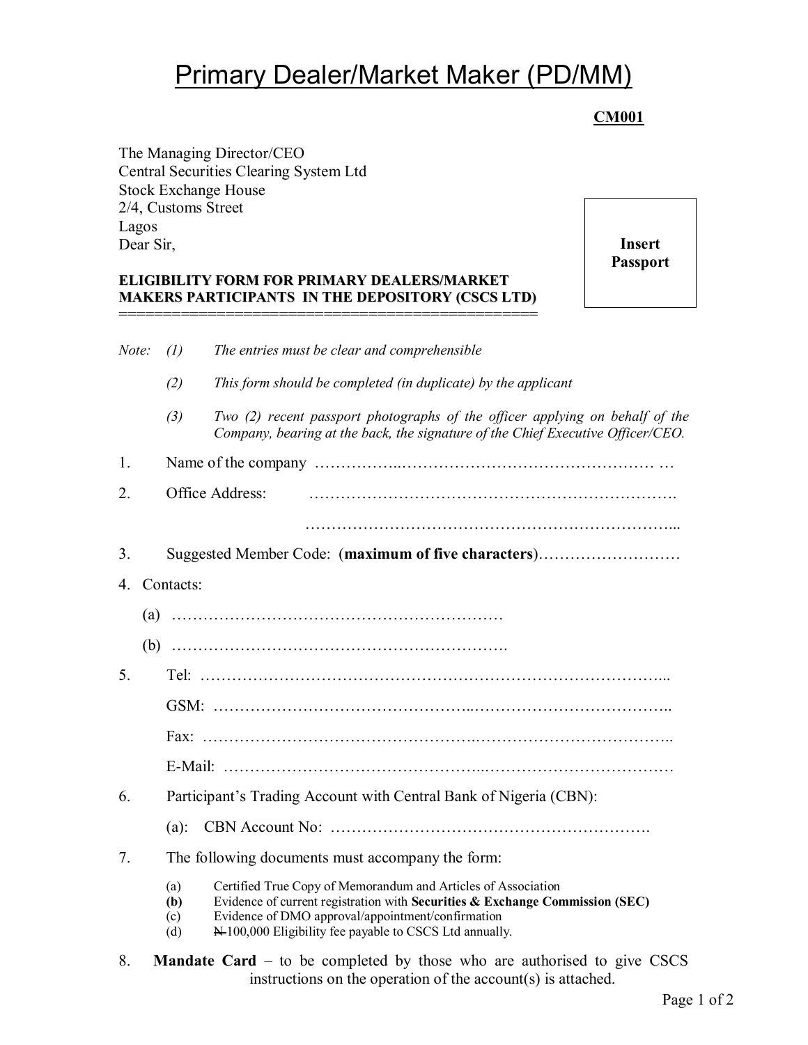# Primary Dealer/Market Maker (PD/MM)

**CM001**

The Managing Director/CEO
Central Securities Clearing System Ltd
Stock Exchange House
2/4, Customs Street
Lagos
Dear Sir,

**Insert Passport**

**ELIGIBILITY FORM FOR PRIMARY DEALERS/MARKET MAKERS PARTICIPANTS IN THE DEPOSITORY (CSCS LTD)**

===============================================

*Note:* *(1) The entries must be clear and comprehensible*

*(2) This form should be completed (in duplicate) by the applicant*

*(3) Two (2) recent passport photographs of the officer applying on behalf of the Company, bearing at the back, the signature of the Chief Executive Officer/CEO.*

1. Name of the company ……………..…………………………………………… …

2. Office Address: ………………………………………………………….

   ……………………………………………………………...

3. Suggested Member Code: (**maximum of five characters**)………………………

4. Contacts:

   (a) ………………………………………………………

   (b) ……………………………………………………….

5. Tel: ……………………………………………………………………………...

   GSM: ………………………………………..………………………………..

   Fax: ……………………………………….………………………………..

   E-Mail: ………………………………………..………………………………

6. Participant's Trading Account with Central Bank of Nigeria (CBN):

   (a): CBN Account No: ………………………………………………….

7. The following documents must accompany the form:

   (a) Certified True Copy of Memorandum and Articles of Association
   **(b)** Evidence of current registration with **Securities & Exchange Commission (SEC)**
   (c) Evidence of DMO approval/appointment/confirmation
   (d) ₦100,000 Eligibility fee payable to CSCS Ltd annually.

8. **Mandate Card** – to be completed by those who are authorised to give CSCS instructions on the operation of the account(s) is attached.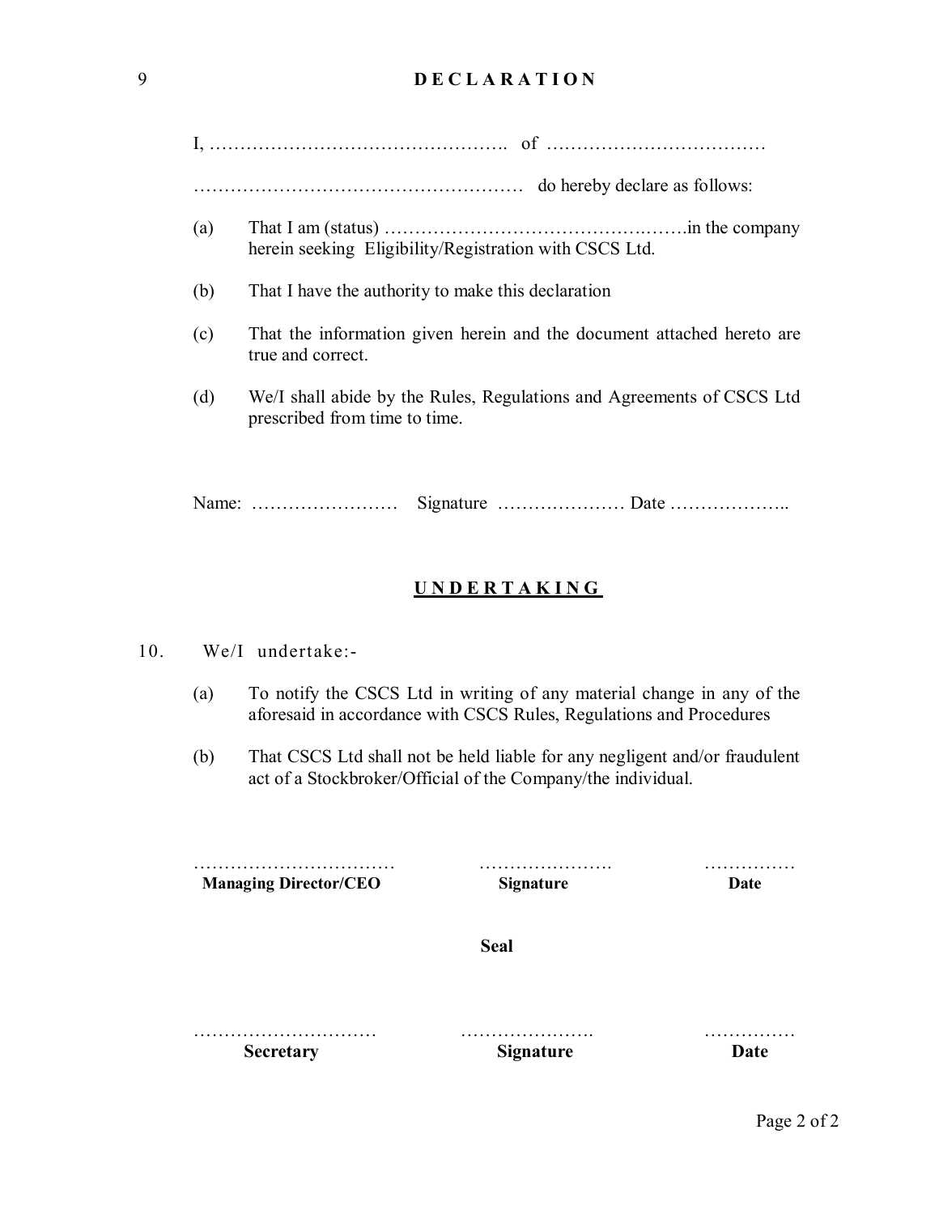9 **D E C L A R A T I O N**

I, ………………………………………….. of ………………………………

……………………………………………… do hereby declare as follows:

(a) That I am (status) …………………………………….…….in the company herein seeking Eligibility/Registration with CSCS Ltd.

(b) That I have the authority to make this declaration

(c) That the information given herein and the document attached hereto are true and correct.

(d) We/I shall abide by the Rules, Regulations and Agreements of CSCS Ltd prescribed from time to time.

Name: …………………… Signature ………………… Date ………………..

## U N D E R T A K I N G

10. We/I undertake:-

(a) To notify the CSCS Ltd in writing of any material change in any of the aforesaid in accordance with CSCS Rules, Regulations and Procedures

(b) That CSCS Ltd shall not be held liable for any negligent and/or fraudulent act of a Stockbroker/Official of the Company/the individual.

| | | |
|---|---|---|
| …………………………… | …………………. | …………… |
| **Managing Director/CEO** | **Signature** | **Date** |

**Seal**

| | | |
|---|---|---|
| ………………………… | …………………. | …………… |
| **Secretary** | **Signature** | **Date** |